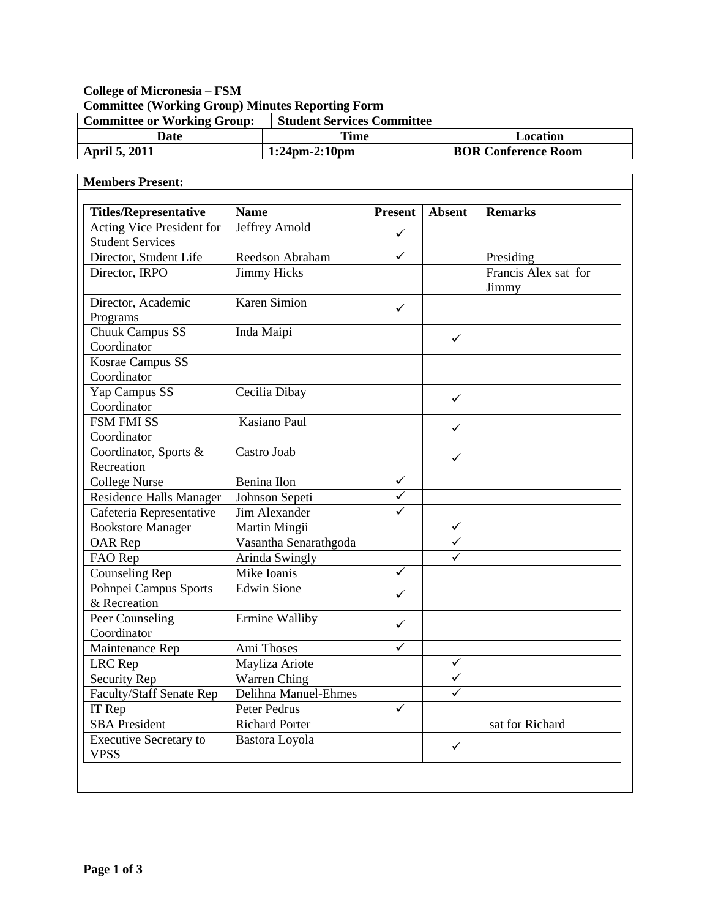**College of Micronesia – FSM**
**Committee (Working Group) Minutes Reporting Form**

| **Committee or Working Group:** | **Student Services Committee** | |
|---|---|---|
| **Date** | **Time** | **Location** |
| **April 5, 2011** | **1:24pm-2:10pm** | **BOR Conference Room** |

**Members Present:**

| **Titles/Representative** | **Name** | **Present** | **Absent** | **Remarks** |
|---|---|---|---|---|
| Acting Vice President for Student Services | Jeffrey Arnold | ✓ | | |
| Director, Student Life | Reedson Abraham | ✓ | | Presiding |
| Director, IRPO | Jimmy Hicks | | | Francis Alex sat for Jimmy |
| Director, Academic Programs | Karen Simion | ✓ | | |
| Chuuk Campus SS Coordinator | Inda Maipi | | ✓ | |
| Kosrae Campus SS Coordinator | | | | |
| Yap Campus SS Coordinator | Cecilia Dibay | | ✓ | |
| FSM FMI SS Coordinator | Kasiano Paul | | ✓ | |
| Coordinator, Sports & Recreation | Castro Joab | | ✓ | |
| College Nurse | Benina Ilon | ✓ | | |
| Residence Halls Manager | Johnson Sepeti | ✓ | | |
| Cafeteria Representative | Jim Alexander | ✓ | | |
| Bookstore Manager | Martin Mingii | | ✓ | |
| OAR Rep | Vasantha Senarathgoda | | ✓ | |
| FAO Rep | Arinda Swingly | | ✓ | |
| Counseling Rep | Mike Ioanis | ✓ | | |
| Pohnpei Campus Sports & Recreation | Edwin Sione | ✓ | | |
| Peer Counseling Coordinator | Ermine Walliby | ✓ | | |
| Maintenance Rep | Ami Thoses | ✓ | | |
| LRC Rep | Mayliza Ariote | | ✓ | |
| Security Rep | Warren Ching | | ✓ | |
| Faculty/Staff Senate Rep | Delihna Manuel-Ehmes | | ✓ | |
| IT Rep | Peter Pedrus | ✓ | | |
| SBA President | Richard Porter | | | sat for Richard |
| Executive Secretary to VPSS | Bastora Loyola | | ✓ | |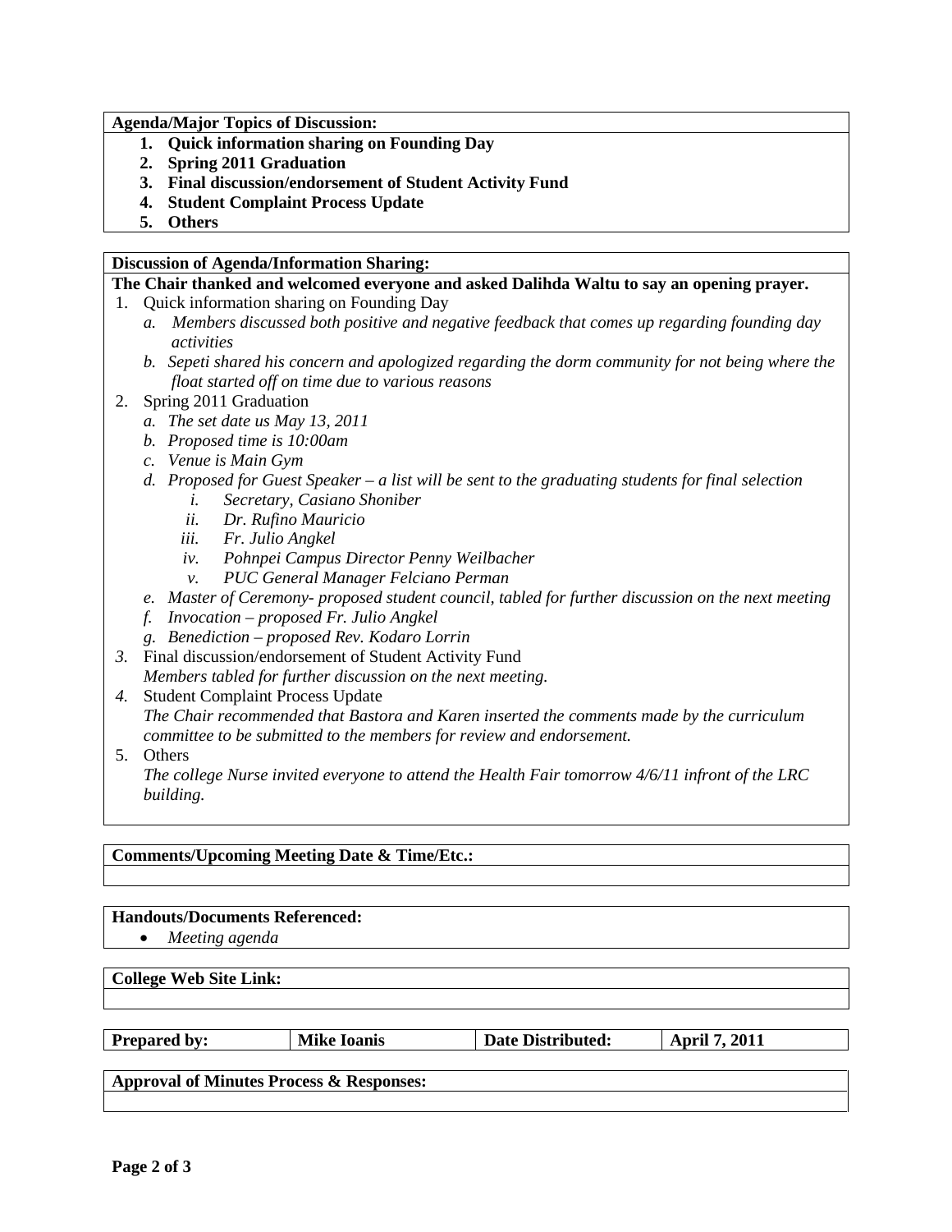**Agenda/Major Topics of Discussion:**

1. **Quick information sharing on Founding Day**
2. **Spring 2011 Graduation**
3. **Final discussion/endorsement of Student Activity Fund**
4. **Student Complaint Process Update**
5. **Others**

**Discussion of Agenda/Information Sharing:**

**The Chair thanked and welcomed everyone and asked Dalihda Waltu to say an opening prayer.**

1. Quick information sharing on Founding Day
   a. *Members discussed both positive and negative feedback that comes up regarding founding day activities*
   b. *Sepeti shared his concern and apologized regarding the dorm community for not being where the float started off on time due to various reasons*
2. Spring 2011 Graduation
   a. *The set date us May 13, 2011*
   b. *Proposed time is 10:00am*
   c. *Venue is Main Gym*
   d. *Proposed for Guest Speaker – a list will be sent to the graduating students for final selection*
      i. *Secretary, Casiano Shoniber*
      ii. *Dr. Rufino Mauricio*
      iii. *Fr. Julio Angkel*
      iv. *Pohnpei Campus Director Penny Weilbacher*
      v. *PUC General Manager Felciano Perman*
   e. *Master of Ceremony- proposed student council, tabled for further discussion on the next meeting*
   f. *Invocation – proposed Fr. Julio Angkel*
   g. *Benediction – proposed Rev. Kodaro Lorrin*
3. Final discussion/endorsement of Student Activity Fund
   *Members tabled for further discussion on the next meeting.*
4. Student Complaint Process Update
   *The Chair recommended that Bastora and Karen inserted the comments made by the curriculum committee to be submitted to the members for review and endorsement.*
5. Others
   *The college Nurse invited everyone to attend the Health Fair tomorrow 4/6/11 infront of the LRC building.*

**Comments/Upcoming Meeting Date & Time/Etc.:**

**Handouts/Documents Referenced:**

- *Meeting agenda*

**College Web Site Link:**

| **Prepared by:** | **Mike Ioanis** | **Date Distributed:** | **April 7, 2011** |
|---|---|---|---|

**Approval of Minutes Process & Responses:**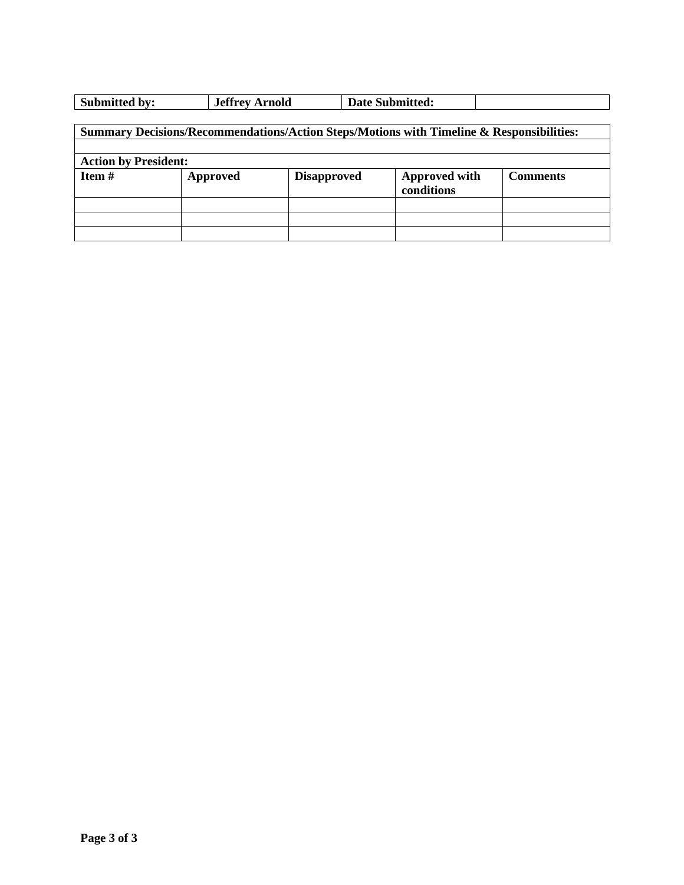| Submitted by: | Jeffrey Arnold | Date Submitted: | |
|---|---|---|---|

| **Summary Decisions/Recommendations/Action Steps/Motions with Timeline & Responsibilities:** | | | | |
|---|---|---|---|---|
| | | | | |
| **Action by President:** | | | | |
| **Item #** | **Approved** | **Disapproved** | **Approved with conditions** | **Comments** |
| | | | | |
| | | | | |
| | | | | |